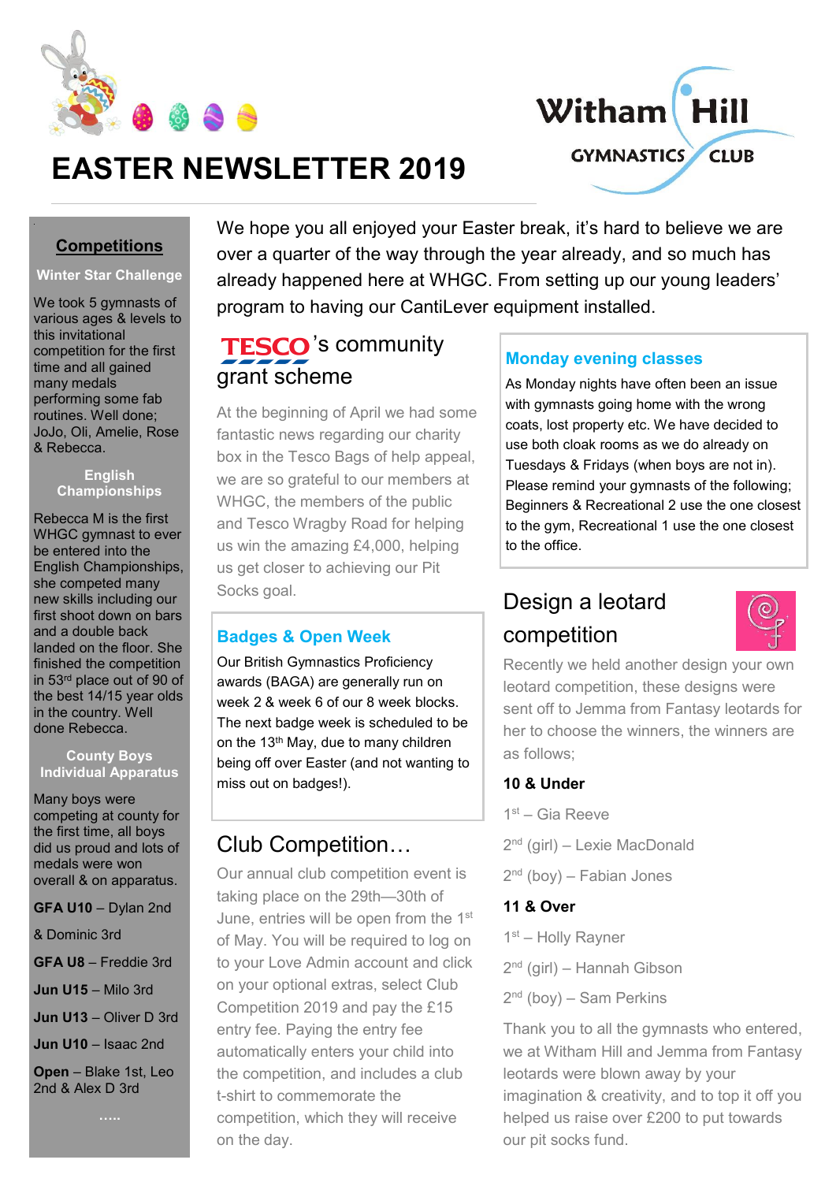# EASTER NEWSLETTER 2019

Witham Hill GYMNASTICS CLUB

We hope you all enjoyed your Easter break, it's hard to believe we are over a quarter of the way through the year already, and so much has already happened here at WHGC. From setting up our young leaders' program to having our CantiLever equipment installed.

## Competitions

**Winter Star Challenge**

We took 5 gymnasts of various ages & levels to this invitational competition for the first time and all gained many medals performing some fab routines. Well done; JoJo, Oli, Amelie, Rose & Rebecca.

**English Championships**

Rebecca M is the first WHGC gymnast to ever be entered into the English Championships, she competed many new skills including our first shoot down on bars and a double back landed on the floor. She finished the competition in 53rd place out of 90 of the best 14/15 year olds in the country. Well done Rebecca.

**County Boys Individual Apparatus**

Many boys were competing at county for the first time, all boys did us proud and lots of medals were won overall & on apparatus.

**GFA U10** – Dylan 2nd & Dominic 3rd

**GFA U8** – Freddie 3rd

**Jun U15** – Milo 3rd

**Jun U13** – Oliver D 3rd

**Jun U10** – Isaac 2nd

**Open** – Blake 1st, Leo 2nd & Alex D 3rd

.....

## TESCO's community grant scheme

At the beginning of April we had some fantastic news regarding our charity box in the Tesco Bags of help appeal, we are so grateful to our members at WHGC, the members of the public and Tesco Wragby Road for helping us win the amazing £4,000, helping us get closer to achieving our Pit Socks goal.

## Badges & Open Week

Our British Gymnastics Proficiency awards (BAGA) are generally run on week 2 & week 6 of our 8 week blocks. The next badge week is scheduled to be on the 13th May, due to many children being off over Easter (and not wanting to miss out on badges!).

## Club Competition…

Our annual club competition event is taking place on the 29th—30th of June, entries will be open from the 1st of May. You will be required to log on to your Love Admin account and click on your optional extras, select Club Competition 2019 and pay the £15 entry fee. Paying the entry fee automatically enters your child into the competition, and includes a club t-shirt to commemorate the competition, which they will receive on the day.

## Monday evening classes

As Monday nights have often been an issue with gymnasts going home with the wrong coats, lost property etc. We have decided to use both cloak rooms as we do already on Tuesdays & Fridays (when boys are not in). Please remind your gymnasts of the following; Beginners & Recreational 2 use the one closest to the gym, Recreational 1 use the one closest to the office.

## Design a leotard competition

Recently we held another design your own leotard competition, these designs were sent off to Jemma from Fantasy leotards for her to choose the winners, the winners are as follows;

**10 & Under**

1st – Gia Reeve

2nd (girl) – Lexie MacDonald

2nd (boy) – Fabian Jones

**11 & Over**

1st – Holly Rayner

2nd (girl) – Hannah Gibson

2nd (boy) – Sam Perkins

Thank you to all the gymnasts who entered, we at Witham Hill and Jemma from Fantasy leotards were blown away by your imagination & creativity, and to top it off you helped us raise over £200 to put towards our pit socks fund.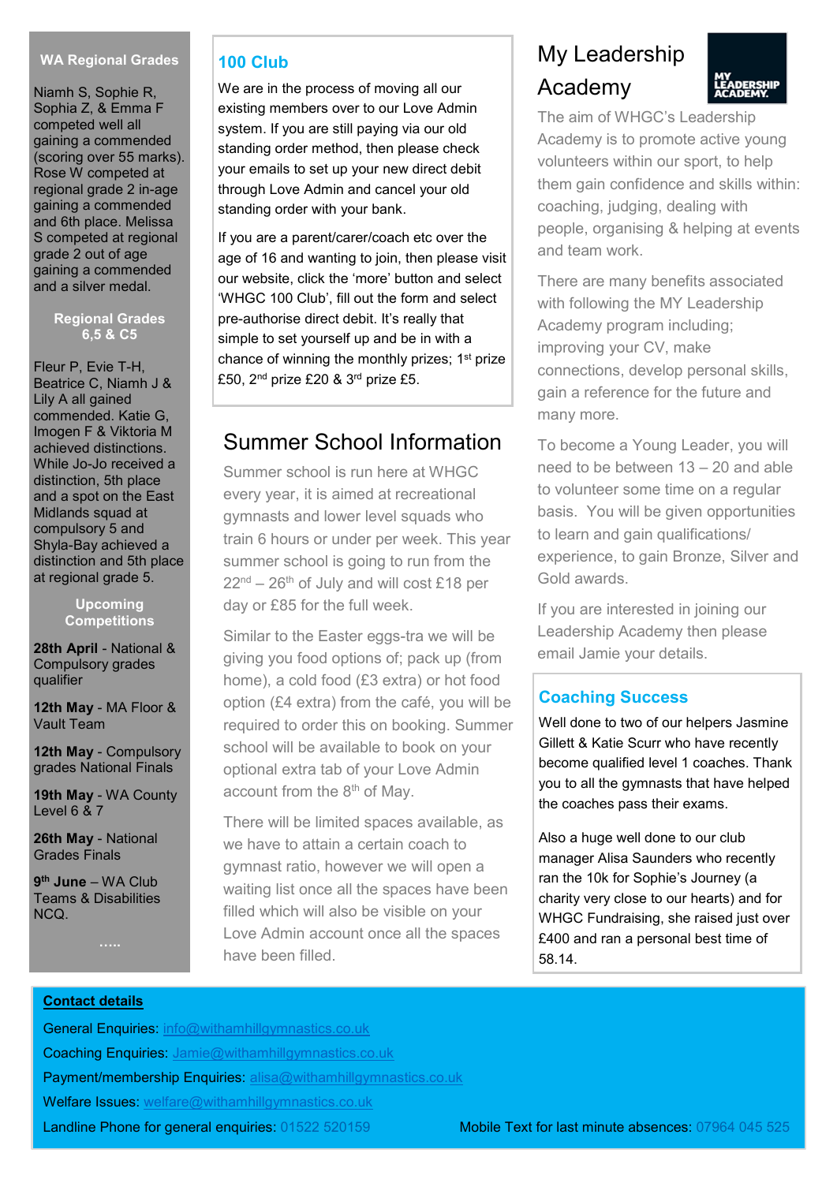## WA Regional Grades

Niamh S, Sophie R, Sophia Z, & Emma F competed well all gaining a commended (scoring over 55 marks). Rose W competed at regional grade 2 in-age gaining a commended and 6th place. Melissa S competed at regional grade 2 out of age gaining a commended and a silver medal.

## Regional Grades 6,5 & C5

Fleur P, Evie T-H, Beatrice C, Niamh J & Lily A all gained commended. Katie G, Imogen F & Viktoria M achieved distinctions. While Jo-Jo received a distinction, 5th place and a spot on the East Midlands squad at compulsory 5 and Shyla-Bay achieved a distinction and 5th place at regional grade 5.

## Upcoming Competitions

**28th April** - National & Compulsory grades qualifier

**12th May** - MA Floor & Vault Team

**12th May** - Compulsory grades National Finals

**19th May** - WA County Level 6 & 7

**26th May** - National Grades Finals

**9th June** – WA Club Teams & Disabilities NCQ.

.....

## 100 Club

We are in the process of moving all our existing members over to our Love Admin system. If you are still paying via our old standing order method, then please check your emails to set up your new direct debit through Love Admin and cancel your old standing order with your bank.

If you are a parent/carer/coach etc over the age of 16 and wanting to join, then please visit our website, click the 'more' button and select 'WHGC 100 Club', fill out the form and select pre-authorise direct debit. It's really that simple to set yourself up and be in with a chance of winning the monthly prizes; 1st prize £50, 2nd prize £20 & 3rd prize £5.

## Summer School Information

Summer school is run here at WHGC every year, it is aimed at recreational gymnasts and lower level squads who train 6 hours or under per week. This year summer school is going to run from the 22nd – 26th of July and will cost £18 per day or £85 for the full week.

Similar to the Easter eggs-tra we will be giving you food options of; pack up (from home), a cold food (£3 extra) or hot food option (£4 extra) from the café, you will be required to order this on booking. Summer school will be available to book on your optional extra tab of your Love Admin account from the 8th of May.

There will be limited spaces available, as we have to attain a certain coach to gymnast ratio, however we will open a waiting list once all the spaces have been filled which will also be visible on your Love Admin account once all the spaces have been filled.

## My Leadership Academy

MY LEADERSHIP ACADEMY.

The aim of WHGC's Leadership Academy is to promote active young volunteers within our sport, to help them gain confidence and skills within: coaching, judging, dealing with people, organising & helping at events and team work.

There are many benefits associated with following the MY Leadership Academy program including; improving your CV, make connections, develop personal skills, gain a reference for the future and many more.

To become a Young Leader, you will need to be between 13 – 20 and able to volunteer some time on a regular basis. You will be given opportunities to learn and gain qualifications/ experience, to gain Bronze, Silver and Gold awards.

If you are interested in joining our Leadership Academy then please email Jamie your details.

## Coaching Success

Well done to two of our helpers Jasmine Gillett & Katie Scurr who have recently become qualified level 1 coaches. Thank you to all the gymnasts that have helped the coaches pass their exams.

Also a huge well done to our club manager Alisa Saunders who recently ran the 10k for Sophie's Journey (a charity very close to our hearts) and for WHGC Fundraising, she raised just over £400 and ran a personal best time of 58.14.

**Contact details**

General Enquiries: info@withamhillgymnastics.co.uk

Coaching Enquiries: Jamie@withamhillgymnastics.co.uk

Payment/membership Enquiries: alisa@withamhillgymnastics.co.uk

Welfare Issues: welfare@withamhillgymnastics.co.uk

Landline Phone for general enquiries: 01522 520159

Mobile Text for last minute absences: 07964 045 525